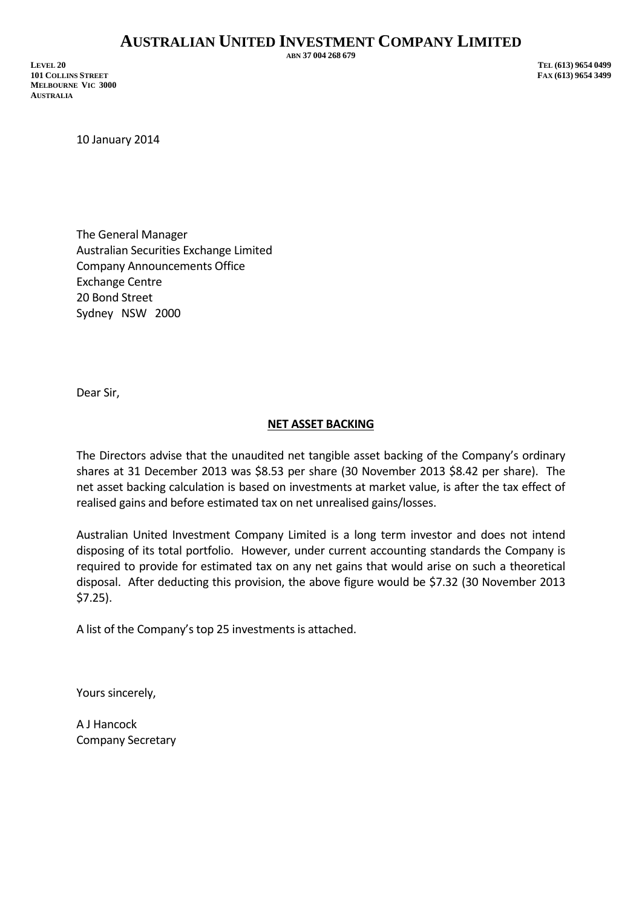# AUSTRALIAN UNITED INVESTMENT COMPANY LIMITED

ABN 37 004 268 679

LEVEL 20
101 COLLINS STREET
MELBOURNE VIC 3000
AUSTRALIA

TEL (613) 9654 0499
FAX (613) 9654 3499

10 January 2014

The General Manager
Australian Securities Exchange Limited
Company Announcements Office
Exchange Centre
20 Bond Street
Sydney NSW 2000

Dear Sir,

**NET ASSET BACKING**

The Directors advise that the unaudited net tangible asset backing of the Company's ordinary shares at 31 December 2013 was $8.53 per share (30 November 2013 $8.42 per share). The net asset backing calculation is based on investments at market value, is after the tax effect of realised gains and before estimated tax on net unrealised gains/losses.

Australian United Investment Company Limited is a long term investor and does not intend disposing of its total portfolio. However, under current accounting standards the Company is required to provide for estimated tax on any net gains that would arise on such a theoretical disposal. After deducting this provision, the above figure would be $7.32 (30 November 2013 $7.25).

A list of the Company's top 25 investments is attached.

Yours sincerely,

A J Hancock
Company Secretary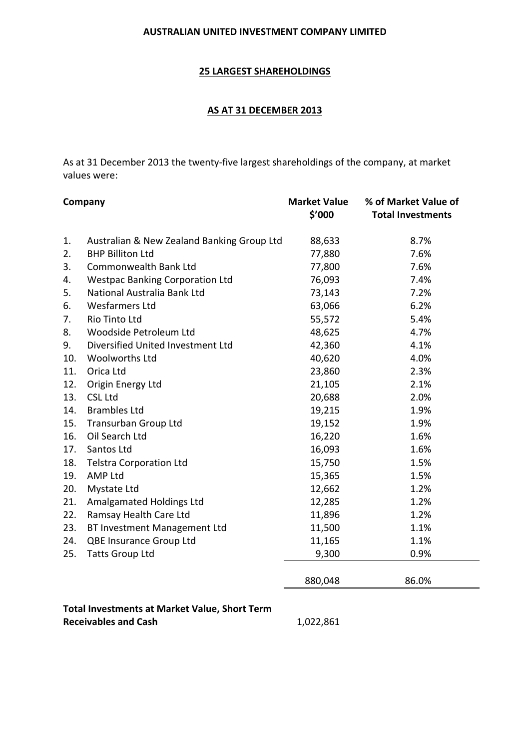**AUSTRALIAN UNITED INVESTMENT COMPANY LIMITED**

## 25 LARGEST SHAREHOLDINGS

## AS AT 31 DECEMBER 2013

As at 31 December 2013 the twenty-five largest shareholdings of the company, at market values were:

| | Company | Market Value $'000 | % of Market Value of Total Investments |
|---|---|---|---|
| 1. | Australian & New Zealand Banking Group Ltd | 88,633 | 8.7% |
| 2. | BHP Billiton Ltd | 77,880 | 7.6% |
| 3. | Commonwealth Bank Ltd | 77,800 | 7.6% |
| 4. | Westpac Banking Corporation Ltd | 76,093 | 7.4% |
| 5. | National Australia Bank Ltd | 73,143 | 7.2% |
| 6. | Wesfarmers Ltd | 63,066 | 6.2% |
| 7. | Rio Tinto Ltd | 55,572 | 5.4% |
| 8. | Woodside Petroleum Ltd | 48,625 | 4.7% |
| 9. | Diversified United Investment Ltd | 42,360 | 4.1% |
| 10. | Woolworths Ltd | 40,620 | 4.0% |
| 11. | Orica Ltd | 23,860 | 2.3% |
| 12. | Origin Energy Ltd | 21,105 | 2.1% |
| 13. | CSL Ltd | 20,688 | 2.0% |
| 14. | Brambles Ltd | 19,215 | 1.9% |
| 15. | Transurban Group Ltd | 19,152 | 1.9% |
| 16. | Oil Search Ltd | 16,220 | 1.6% |
| 17. | Santos Ltd | 16,093 | 1.6% |
| 18. | Telstra Corporation Ltd | 15,750 | 1.5% |
| 19. | AMP Ltd | 15,365 | 1.5% |
| 20. | Mystate Ltd | 12,662 | 1.2% |
| 21. | Amalgamated Holdings Ltd | 12,285 | 1.2% |
| 22. | Ramsay Health Care Ltd | 11,896 | 1.2% |
| 23. | BT Investment Management Ltd | 11,500 | 1.1% |
| 24. | QBE Insurance Group Ltd | 11,165 | 1.1% |
| 25. | Tatts Group Ltd | 9,300 | 0.9% |
| | | 880,048 | 86.0% |
| | **Total Investments at Market Value, Short Term Receivables and Cash** | 1,022,861 | |